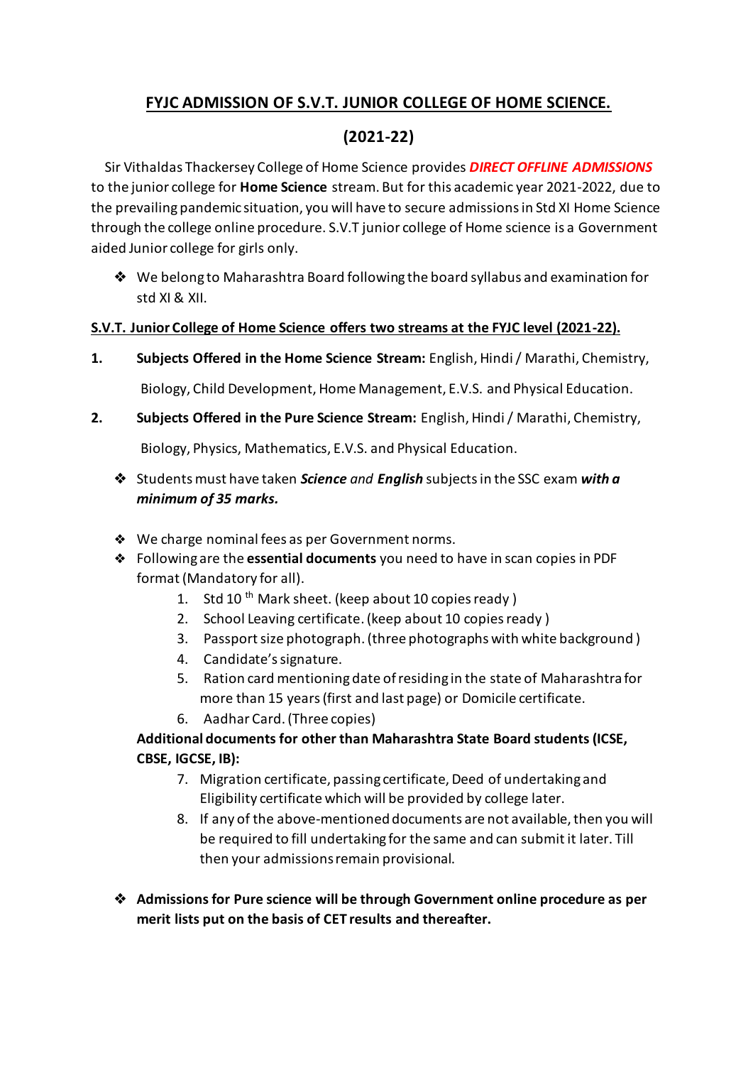# FYJC ADMISSION OF S.V.T. JUNIOR COLLEGE OF HOME SCIENCE.

## (2021-22)

Sir Vithaldas Thackersey College of Home Science provides ***DIRECT OFFLINE ADMISSIONS*** to the junior college for **Home Science** stream. But for this academic year 2021-2022, due to the prevailing pandemic situation, you will have to secure admissions in Std XI Home Science through the college online procedure. S.V.T junior college of Home science is a Government aided Junior college for girls only.

- We belong to Maharashtra Board following the board syllabus and examination for std XI & XII.

**S.V.T. Junior College of Home Science offers two streams at the FYJC level (2021-22).**

1. **Subjects Offered in the Home Science Stream:** English, Hindi / Marathi, Chemistry, Biology, Child Development, Home Management, E.V.S. and Physical Education.
2. **Subjects Offered in the Pure Science Stream:** English, Hindi / Marathi, Chemistry, Biology, Physics, Mathematics, E.V.S. and Physical Education.

- Students must have taken ***Science*** *and* ***English*** subjects in the SSC exam ***with a minimum of 35 marks.***
- We charge nominal fees as per Government norms.
- Following are the **essential documents** you need to have in scan copies in PDF format (Mandatory for all).
  1. Std 10 th Mark sheet. (keep about 10 copies ready )
  2. School Leaving certificate. (keep about 10 copies ready )
  3. Passport size photograph. (three photographs with white background )
  4. Candidate's signature.
  5. Ration card mentioning date of residing in the state of Maharashtra for more than 15 years (first and last page) or Domicile certificate.
  6. Aadhar Card. (Three copies)

  **Additional documents for other than Maharashtra State Board students (ICSE, CBSE, IGCSE, IB):**

  7. Migration certificate, passing certificate, Deed of undertaking and Eligibility certificate which will be provided by college later.
  8. If any of the above-mentioned documents are not available, then you will be required to fill undertaking for the same and can submit it later. Till then your admissions remain provisional.

- **Admissions for Pure science will be through Government online procedure as per merit lists put on the basis of CET results and thereafter.**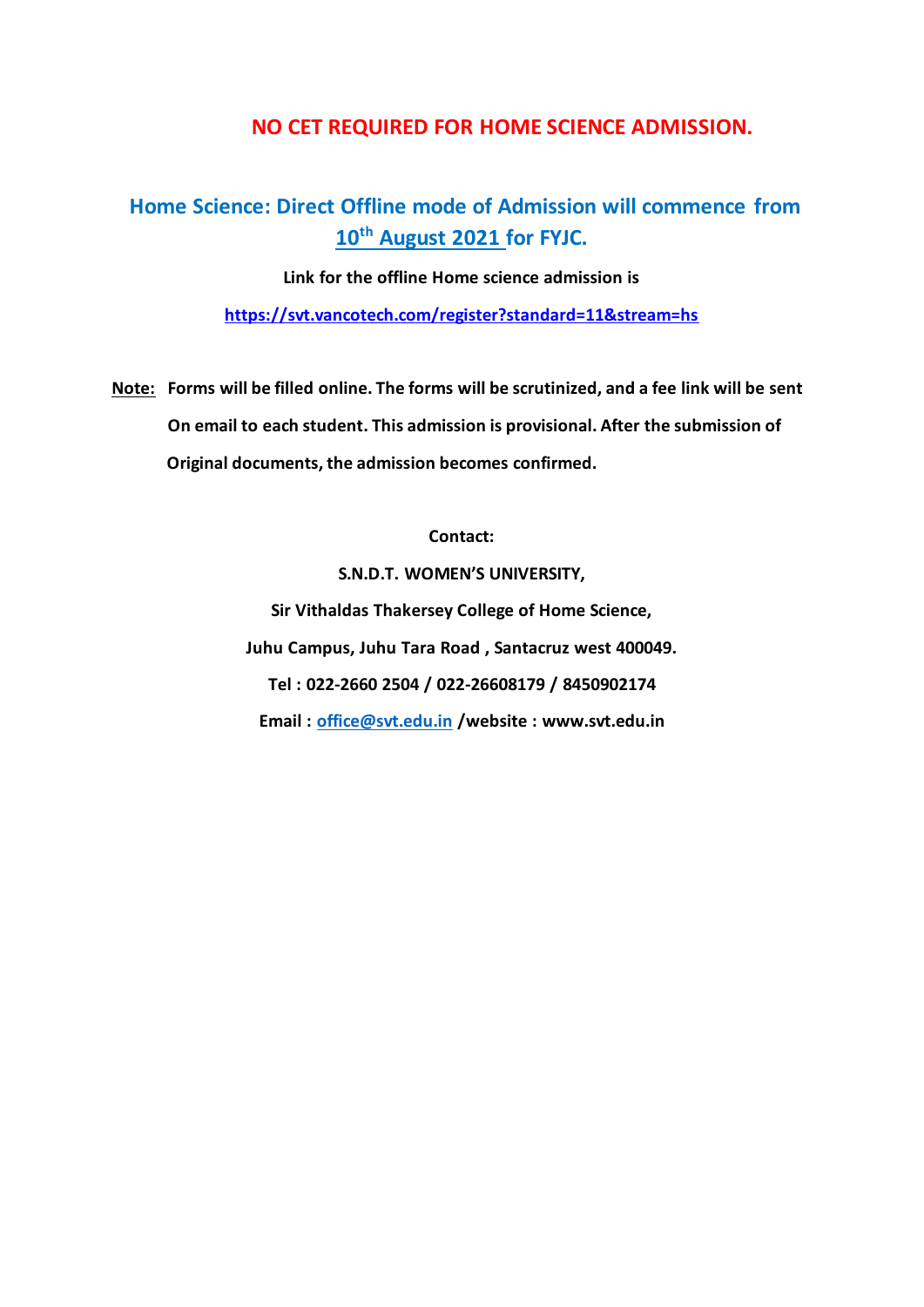## NO CET REQUIRED FOR HOME SCIENCE ADMISSION.

## Home Science: Direct Offline mode of Admission will commence from 10th August 2021 for FYJC.

**Link for the offline Home science admission is**

**https://svt.vancotech.com/register?standard=11&stream=hs**

**Note:** **Forms will be filled online. The forms will be scrutinized, and a fee link will be sent On email to each student. This admission is provisional. After the submission of Original documents, the admission becomes confirmed.**

**Contact:**

**S.N.D.T. WOMEN'S UNIVERSITY,**

**Sir Vithaldas Thakersey College of Home Science,**

**Juhu Campus, Juhu Tara Road , Santacruz west 400049.**

**Tel : 022-2660 2504 / 022-26608179 / 8450902174**

**Email : office@svt.edu.in /website : www.svt.edu.in**